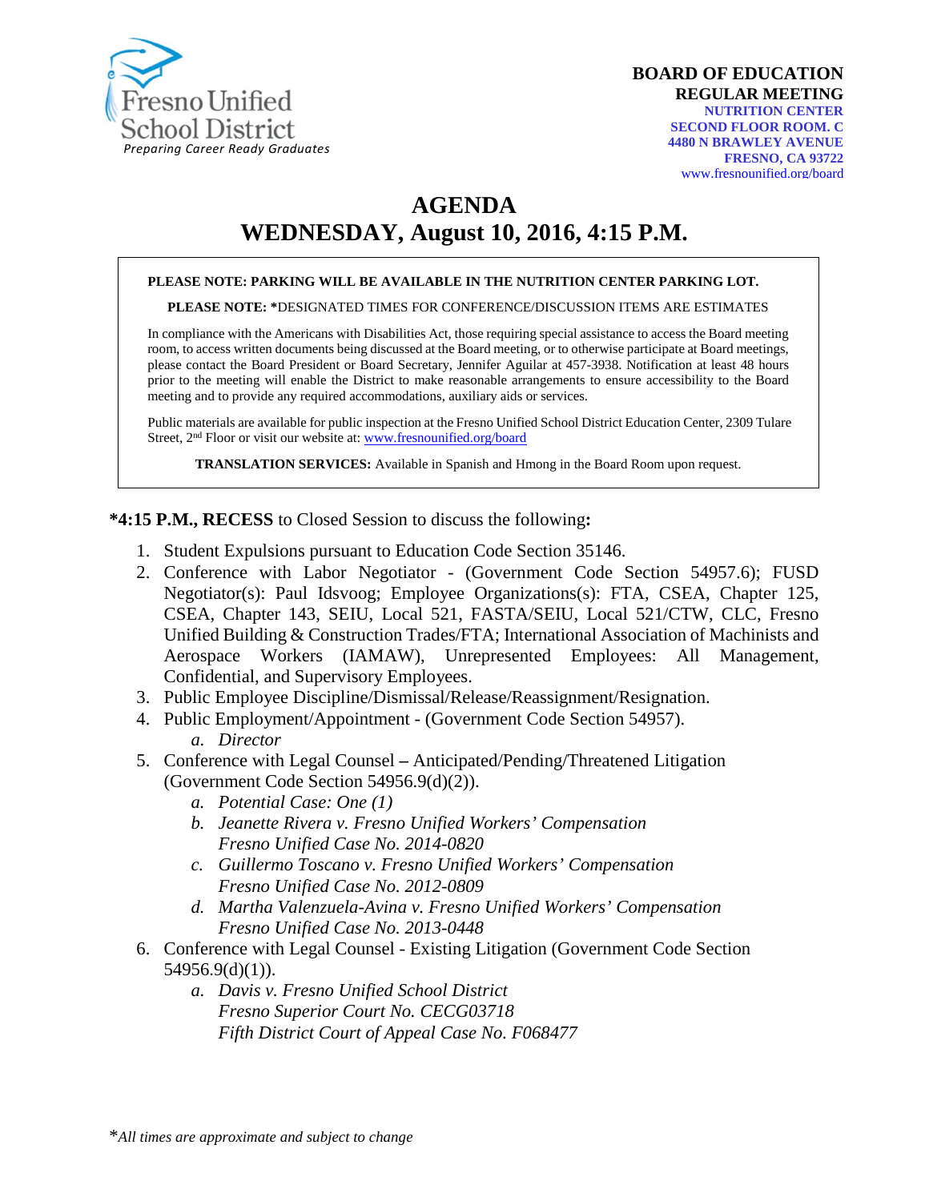Fresno Unified School District
*Preparing Career Ready Graduates*

**BOARD OF EDUCATION**
**REGULAR MEETING**
**NUTRITION CENTER**
**SECOND FLOOR ROOM. C**
**4480 N BRAWLEY AVENUE**
**FRESNO, CA 93722**
www.fresnounified.org/board

# AGENDA
# WEDNESDAY, August 10, 2016, 4:15 P.M.

**PLEASE NOTE: PARKING WILL BE AVAILABLE IN THE NUTRITION CENTER PARKING LOT.**

**PLEASE NOTE: ***DESIGNATED TIMES FOR CONFERENCE/DISCUSSION ITEMS ARE ESTIMATES

In compliance with the Americans with Disabilities Act, those requiring special assistance to access the Board meeting room, to access written documents being discussed at the Board meeting, or to otherwise participate at Board meetings, please contact the Board President or Board Secretary, Jennifer Aguilar at 457-3938. Notification at least 48 hours prior to the meeting will enable the District to make reasonable arrangements to ensure accessibility to the Board meeting and to provide any required accommodations, auxiliary aids or services.

Public materials are available for public inspection at the Fresno Unified School District Education Center, 2309 Tulare Street, 2nd Floor or visit our website at: www.fresnounified.org/board

**TRANSLATION SERVICES:** Available in Spanish and Hmong in the Board Room upon request.

**\*4:15 P.M., RECESS** to Closed Session to discuss the following**:**

1. Student Expulsions pursuant to Education Code Section 35146.
2. Conference with Labor Negotiator - (Government Code Section 54957.6); FUSD Negotiator(s): Paul Idsvoog; Employee Organizations(s): FTA, CSEA, Chapter 125, CSEA, Chapter 143, SEIU, Local 521, FASTA/SEIU, Local 521/CTW, CLC, Fresno Unified Building & Construction Trades/FTA; International Association of Machinists and Aerospace Workers (IAMAW), Unrepresented Employees: All Management, Confidential, and Supervisory Employees.
3. Public Employee Discipline/Dismissal/Release/Reassignment/Resignation.
4. Public Employment/Appointment - (Government Code Section 54957).
   a. *Director*
5. Conference with Legal Counsel **–** Anticipated/Pending/Threatened Litigation (Government Code Section 54956.9(d)(2)).
   a. *Potential Case: One (1)*
   b. *Jeanette Rivera v. Fresno Unified Workers' Compensation*
      *Fresno Unified Case No. 2014-0820*
   c. *Guillermo Toscano v. Fresno Unified Workers' Compensation*
      *Fresno Unified Case No. 2012-0809*
   d. *Martha Valenzuela-Avina v. Fresno Unified Workers' Compensation*
      *Fresno Unified Case No. 2013-0448*
6. Conference with Legal Counsel - Existing Litigation (Government Code Section 54956.9(d)(1)).
   a. *Davis v. Fresno Unified School District*
      *Fresno Superior Court No. CECG03718*
      *Fifth District Court of Appeal Case No. F068477*

\**All times are approximate and subject to change*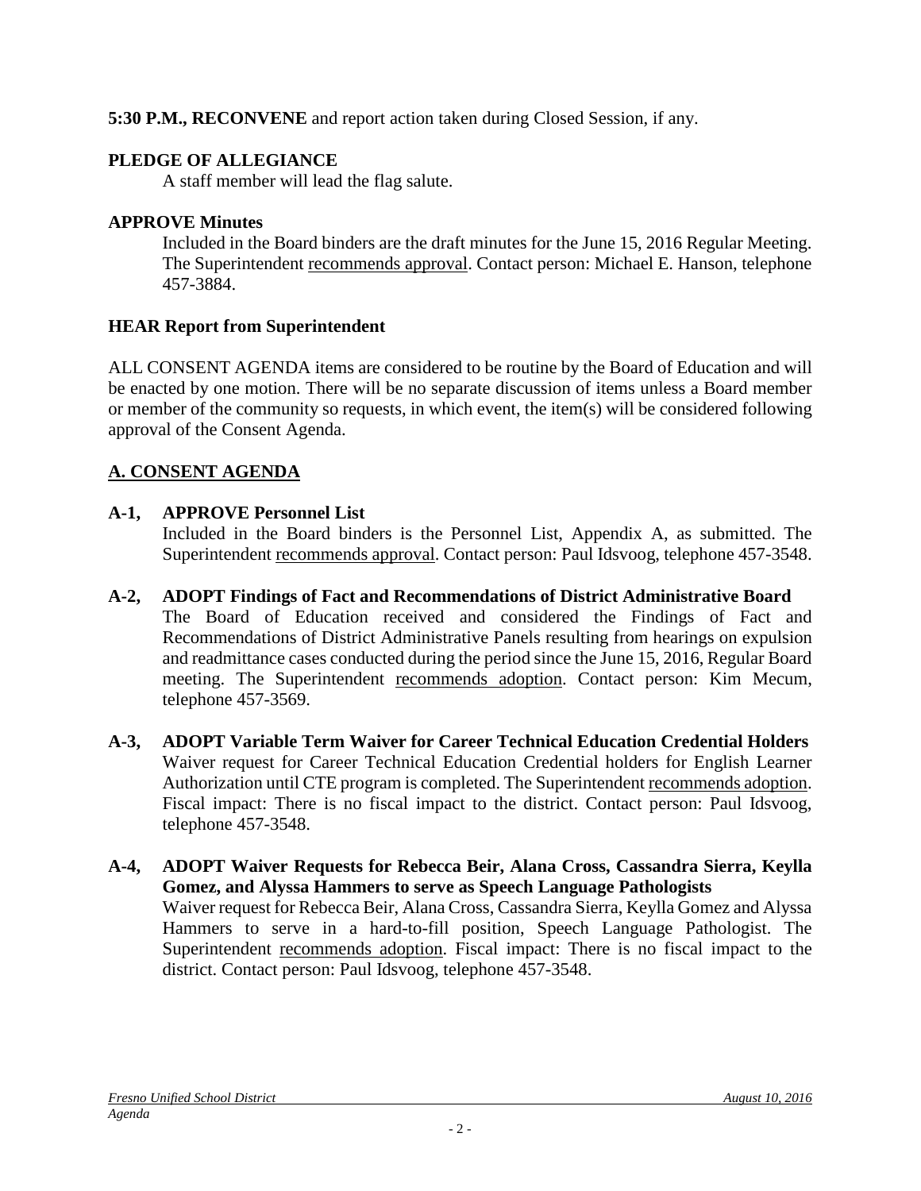**5:30 P.M., RECONVENE** and report action taken during Closed Session, if any.

**PLEDGE OF ALLEGIANCE**

A staff member will lead the flag salute.

**APPROVE Minutes**

Included in the Board binders are the draft minutes for the June 15, 2016 Regular Meeting. The Superintendent recommends approval. Contact person: Michael E. Hanson, telephone 457-3884.

**HEAR Report from Superintendent**

ALL CONSENT AGENDA items are considered to be routine by the Board of Education and will be enacted by one motion. There will be no separate discussion of items unless a Board member or member of the community so requests, in which event, the item(s) will be considered following approval of the Consent Agenda.

## A. CONSENT AGENDA

**A-1, APPROVE Personnel List**

Included in the Board binders is the Personnel List, Appendix A, as submitted. The Superintendent recommends approval. Contact person: Paul Idsvoog, telephone 457-3548.

**A-2, ADOPT Findings of Fact and Recommendations of District Administrative Board**

The Board of Education received and considered the Findings of Fact and Recommendations of District Administrative Panels resulting from hearings on expulsion and readmittance cases conducted during the period since the June 15, 2016, Regular Board meeting. The Superintendent recommends adoption. Contact person: Kim Mecum, telephone 457-3569.

**A-3, ADOPT Variable Term Waiver for Career Technical Education Credential Holders**

Waiver request for Career Technical Education Credential holders for English Learner Authorization until CTE program is completed. The Superintendent recommends adoption. Fiscal impact: There is no fiscal impact to the district. Contact person: Paul Idsvoog, telephone 457-3548.

**A-4, ADOPT Waiver Requests for Rebecca Beir, Alana Cross, Cassandra Sierra, Keylla Gomez, and Alyssa Hammers to serve as Speech Language Pathologists**

Waiver request for Rebecca Beir, Alana Cross, Cassandra Sierra, Keylla Gomez and Alyssa Hammers to serve in a hard-to-fill position, Speech Language Pathologist. The Superintendent recommends adoption. Fiscal impact: There is no fiscal impact to the district. Contact person: Paul Idsvoog, telephone 457-3548.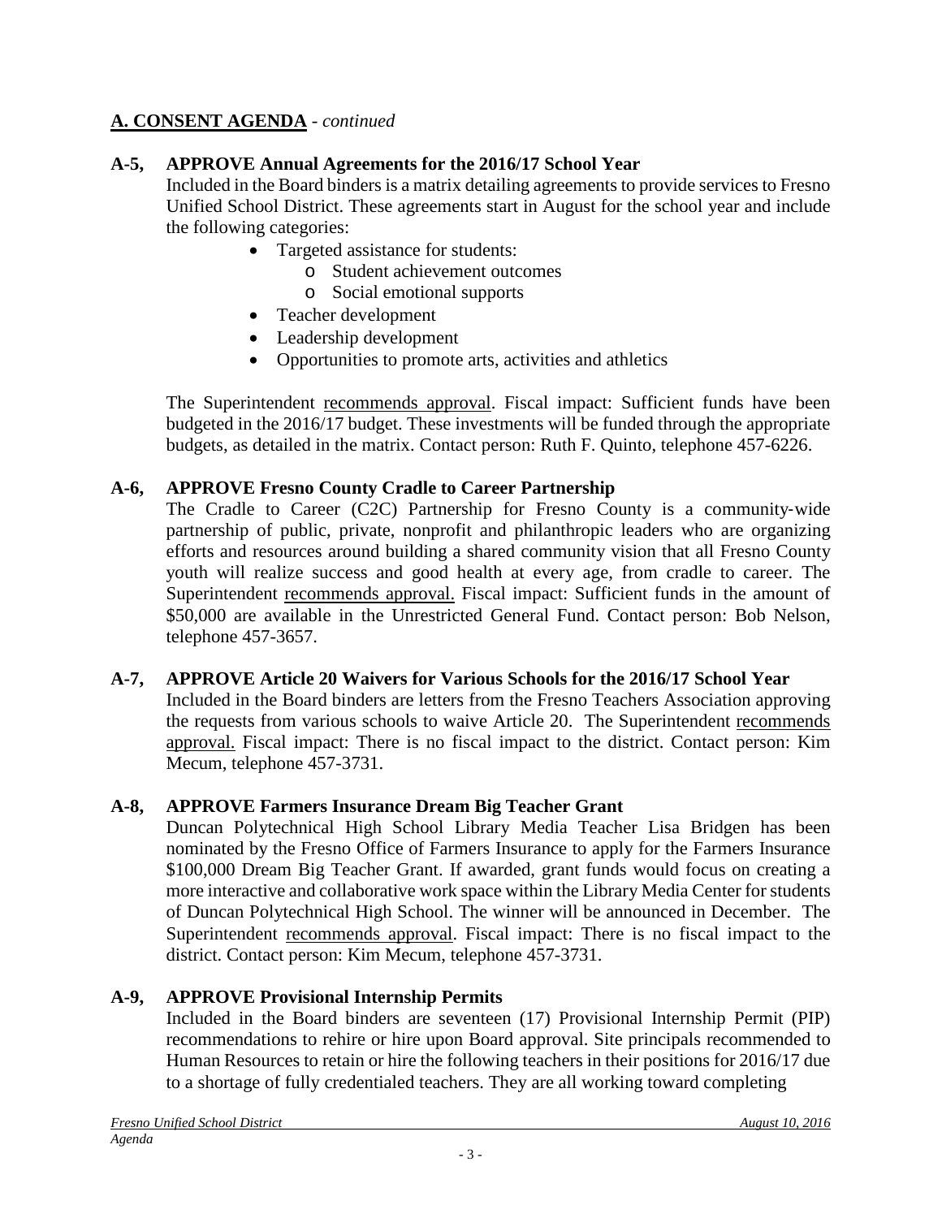## A. CONSENT AGENDA - *continued*

### A-5, APPROVE Annual Agreements for the 2016/17 School Year

Included in the Board binders is a matrix detailing agreements to provide services to Fresno Unified School District. These agreements start in August for the school year and include the following categories:

- Targeted assistance for students:
  - Student achievement outcomes
  - Social emotional supports
- Teacher development
- Leadership development
- Opportunities to promote arts, activities and athletics

The Superintendent recommends approval. Fiscal impact: Sufficient funds have been budgeted in the 2016/17 budget. These investments will be funded through the appropriate budgets, as detailed in the matrix. Contact person: Ruth F. Quinto, telephone 457-6226.

### A-6, APPROVE Fresno County Cradle to Career Partnership

The Cradle to Career (C2C) Partnership for Fresno County is a community-wide partnership of public, private, nonprofit and philanthropic leaders who are organizing efforts and resources around building a shared community vision that all Fresno County youth will realize success and good health at every age, from cradle to career. The Superintendent recommends approval. Fiscal impact: Sufficient funds in the amount of $50,000 are available in the Unrestricted General Fund. Contact person: Bob Nelson, telephone 457-3657.

### A-7, APPROVE Article 20 Waivers for Various Schools for the 2016/17 School Year

Included in the Board binders are letters from the Fresno Teachers Association approving the requests from various schools to waive Article 20. The Superintendent recommends approval. Fiscal impact: There is no fiscal impact to the district. Contact person: Kim Mecum, telephone 457-3731.

### A-8, APPROVE Farmers Insurance Dream Big Teacher Grant

Duncan Polytechnical High School Library Media Teacher Lisa Bridgen has been nominated by the Fresno Office of Farmers Insurance to apply for the Farmers Insurance $100,000 Dream Big Teacher Grant. If awarded, grant funds would focus on creating a more interactive and collaborative work space within the Library Media Center for students of Duncan Polytechnical High School. The winner will be announced in December. The Superintendent recommends approval. Fiscal impact: There is no fiscal impact to the district. Contact person: Kim Mecum, telephone 457-3731.

### A-9, APPROVE Provisional Internship Permits

Included in the Board binders are seventeen (17) Provisional Internship Permit (PIP) recommendations to rehire or hire upon Board approval. Site principals recommended to Human Resources to retain or hire the following teachers in their positions for 2016/17 due to a shortage of fully credentialed teachers. They are all working toward completing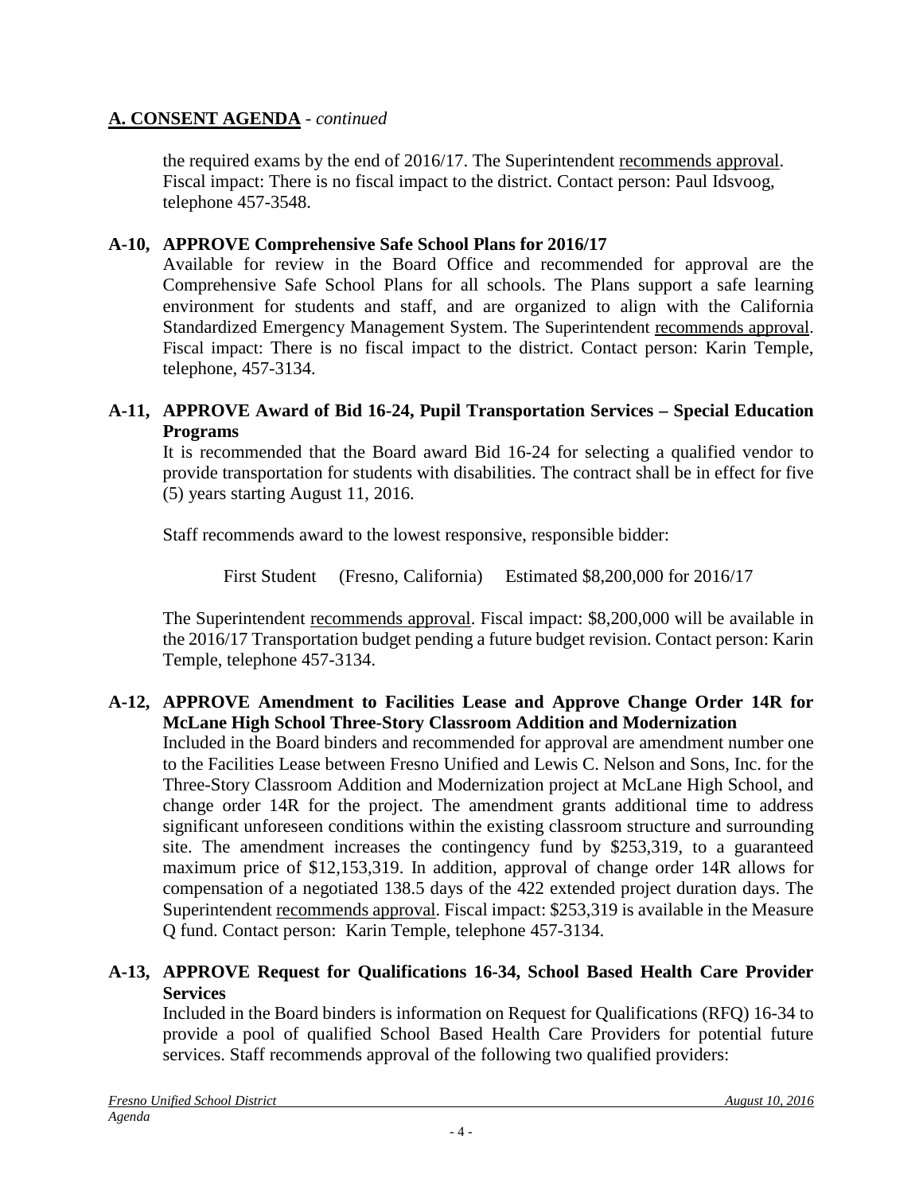## A. CONSENT AGENDA - *continued*

the required exams by the end of 2016/17. The Superintendent recommends approval. Fiscal impact: There is no fiscal impact to the district. Contact person: Paul Idsvoog, telephone 457-3548.

**A-10, APPROVE Comprehensive Safe School Plans for 2016/17**

Available for review in the Board Office and recommended for approval are the Comprehensive Safe School Plans for all schools. The Plans support a safe learning environment for students and staff, and are organized to align with the California Standardized Emergency Management System. The Superintendent recommends approval. Fiscal impact: There is no fiscal impact to the district. Contact person: Karin Temple, telephone, 457-3134.

**A-11, APPROVE Award of Bid 16-24, Pupil Transportation Services – Special Education Programs**

It is recommended that the Board award Bid 16-24 for selecting a qualified vendor to provide transportation for students with disabilities. The contract shall be in effect for five (5) years starting August 11, 2016.

Staff recommends award to the lowest responsive, responsible bidder:

First Student (Fresno, California) Estimated $8,200,000 for 2016/17

The Superintendent recommends approval. Fiscal impact: $8,200,000 will be available in the 2016/17 Transportation budget pending a future budget revision. Contact person: Karin Temple, telephone 457-3134.

**A-12, APPROVE Amendment to Facilities Lease and Approve Change Order 14R for McLane High School Three-Story Classroom Addition and Modernization**

Included in the Board binders and recommended for approval are amendment number one to the Facilities Lease between Fresno Unified and Lewis C. Nelson and Sons, Inc. for the Three-Story Classroom Addition and Modernization project at McLane High School, and change order 14R for the project. The amendment grants additional time to address significant unforeseen conditions within the existing classroom structure and surrounding site. The amendment increases the contingency fund by $253,319, to a guaranteed maximum price of $12,153,319. In addition, approval of change order 14R allows for compensation of a negotiated 138.5 days of the 422 extended project duration days. The Superintendent recommends approval. Fiscal impact: $253,319 is available in the Measure Q fund. Contact person: Karin Temple, telephone 457-3134.

**A-13, APPROVE Request for Qualifications 16-34, School Based Health Care Provider Services**

Included in the Board binders is information on Request for Qualifications (RFQ) 16-34 to provide a pool of qualified School Based Health Care Providers for potential future services. Staff recommends approval of the following two qualified providers: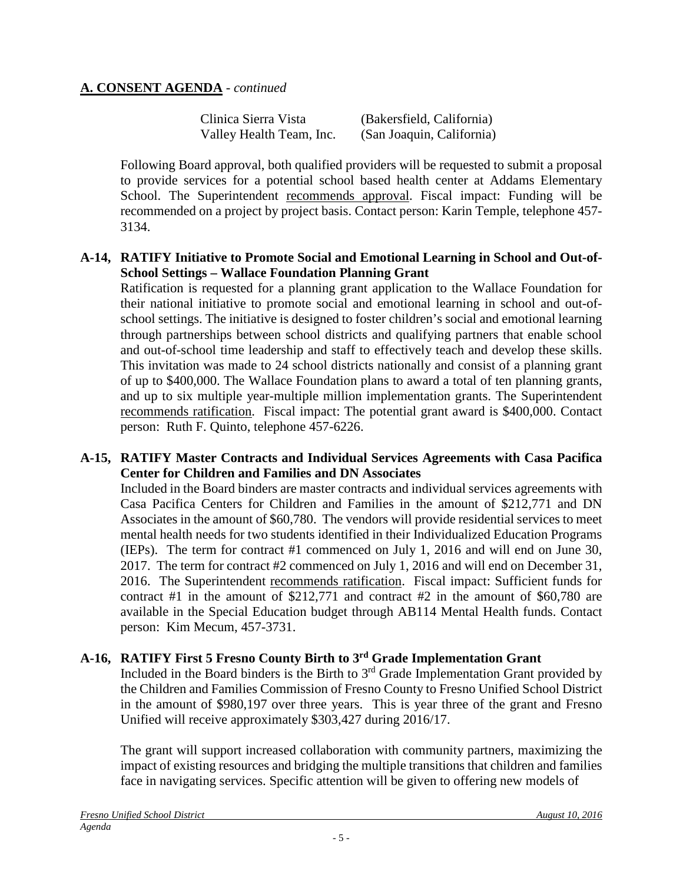**A. CONSENT AGENDA** - *continued*

Clinica Sierra Vista (Bakersfield, California)
Valley Health Team, Inc. (San Joaquin, California)

Following Board approval, both qualified providers will be requested to submit a proposal to provide services for a potential school based health center at Addams Elementary School. The Superintendent recommends approval. Fiscal impact: Funding will be recommended on a project by project basis. Contact person: Karin Temple, telephone 457-3134.

**A-14, RATIFY Initiative to Promote Social and Emotional Learning in School and Out-of-School Settings – Wallace Foundation Planning Grant**

Ratification is requested for a planning grant application to the Wallace Foundation for their national initiative to promote social and emotional learning in school and out-of-school settings. The initiative is designed to foster children's social and emotional learning through partnerships between school districts and qualifying partners that enable school and out-of-school time leadership and staff to effectively teach and develop these skills. This invitation was made to 24 school districts nationally and consist of a planning grant of up to $400,000. The Wallace Foundation plans to award a total of ten planning grants, and up to six multiple year-multiple million implementation grants. The Superintendent recommends ratification. Fiscal impact: The potential grant award is $400,000. Contact person: Ruth F. Quinto, telephone 457-6226.

**A-15, RATIFY Master Contracts and Individual Services Agreements with Casa Pacifica Center for Children and Families and DN Associates**

Included in the Board binders are master contracts and individual services agreements with Casa Pacifica Centers for Children and Families in the amount of $212,771 and DN Associates in the amount of $60,780. The vendors will provide residential services to meet mental health needs for two students identified in their Individualized Education Programs (IEPs). The term for contract #1 commenced on July 1, 2016 and will end on June 30, 2017. The term for contract #2 commenced on July 1, 2016 and will end on December 31, 2016. The Superintendent recommends ratification. Fiscal impact: Sufficient funds for contract #1 in the amount of $212,771 and contract #2 in the amount of $60,780 are available in the Special Education budget through AB114 Mental Health funds. Contact person: Kim Mecum, 457-3731.

**A-16, RATIFY First 5 Fresno County Birth to 3rd Grade Implementation Grant**

Included in the Board binders is the Birth to 3rd Grade Implementation Grant provided by the Children and Families Commission of Fresno County to Fresno Unified School District in the amount of $980,197 over three years. This is year three of the grant and Fresno Unified will receive approximately $303,427 during 2016/17.

The grant will support increased collaboration with community partners, maximizing the impact of existing resources and bridging the multiple transitions that children and families face in navigating services. Specific attention will be given to offering new models of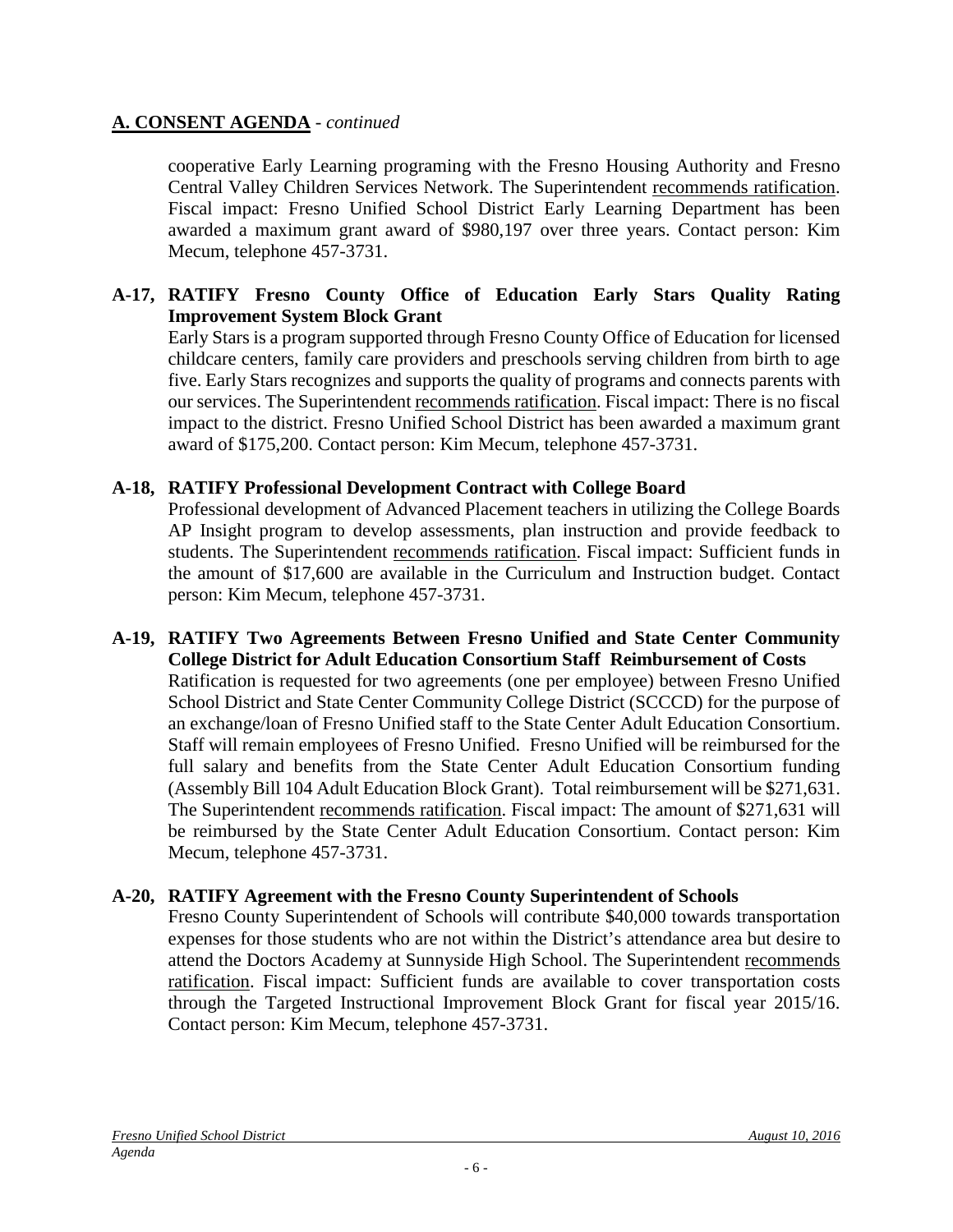## A. CONSENT AGENDA - *continued*

cooperative Early Learning programing with the Fresno Housing Authority and Fresno Central Valley Children Services Network. The Superintendent recommends ratification. Fiscal impact: Fresno Unified School District Early Learning Department has been awarded a maximum grant award of $980,197 over three years. Contact person: Kim Mecum, telephone 457-3731.

**A-17, RATIFY Fresno County Office of Education Early Stars Quality Rating Improvement System Block Grant**

Early Stars is a program supported through Fresno County Office of Education for licensed childcare centers, family care providers and preschools serving children from birth to age five. Early Stars recognizes and supports the quality of programs and connects parents with our services. The Superintendent recommends ratification. Fiscal impact: There is no fiscal impact to the district. Fresno Unified School District has been awarded a maximum grant award of $175,200. Contact person: Kim Mecum, telephone 457-3731.

**A-18, RATIFY Professional Development Contract with College Board**

Professional development of Advanced Placement teachers in utilizing the College Boards AP Insight program to develop assessments, plan instruction and provide feedback to students. The Superintendent recommends ratification. Fiscal impact: Sufficient funds in the amount of $17,600 are available in the Curriculum and Instruction budget. Contact person: Kim Mecum, telephone 457-3731.

**A-19, RATIFY Two Agreements Between Fresno Unified and State Center Community College District for Adult Education Consortium Staff Reimbursement of Costs**

Ratification is requested for two agreements (one per employee) between Fresno Unified School District and State Center Community College District (SCCCD) for the purpose of an exchange/loan of Fresno Unified staff to the State Center Adult Education Consortium. Staff will remain employees of Fresno Unified. Fresno Unified will be reimbursed for the full salary and benefits from the State Center Adult Education Consortium funding (Assembly Bill 104 Adult Education Block Grant). Total reimbursement will be $271,631. The Superintendent recommends ratification. Fiscal impact: The amount of $271,631 will be reimbursed by the State Center Adult Education Consortium. Contact person: Kim Mecum, telephone 457-3731.

**A-20, RATIFY Agreement with the Fresno County Superintendent of Schools**

Fresno County Superintendent of Schools will contribute $40,000 towards transportation expenses for those students who are not within the District's attendance area but desire to attend the Doctors Academy at Sunnyside High School. The Superintendent recommends ratification. Fiscal impact: Sufficient funds are available to cover transportation costs through the Targeted Instructional Improvement Block Grant for fiscal year 2015/16. Contact person: Kim Mecum, telephone 457-3731.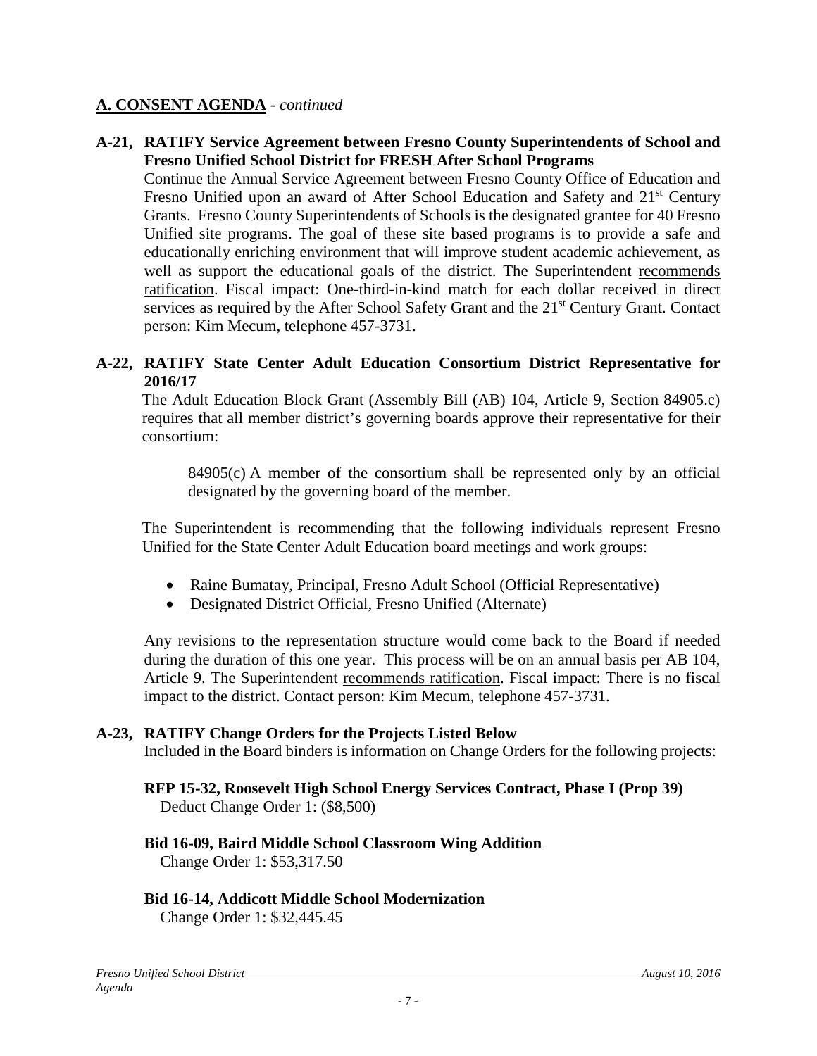## A. CONSENT AGENDA - *continued*

**A-21, RATIFY Service Agreement between Fresno County Superintendents of School and Fresno Unified School District for FRESH After School Programs**

Continue the Annual Service Agreement between Fresno County Office of Education and Fresno Unified upon an award of After School Education and Safety and 21st Century Grants. Fresno County Superintendents of Schools is the designated grantee for 40 Fresno Unified site programs. The goal of these site based programs is to provide a safe and educationally enriching environment that will improve student academic achievement, as well as support the educational goals of the district. The Superintendent recommends ratification. Fiscal impact: One-third-in-kind match for each dollar received in direct services as required by the After School Safety Grant and the 21st Century Grant. Contact person: Kim Mecum, telephone 457-3731.

**A-22, RATIFY State Center Adult Education Consortium District Representative for 2016/17**

The Adult Education Block Grant (Assembly Bill (AB) 104, Article 9, Section 84905.c) requires that all member district's governing boards approve their representative for their consortium:

> 84905(c) A member of the consortium shall be represented only by an official designated by the governing board of the member.

The Superintendent is recommending that the following individuals represent Fresno Unified for the State Center Adult Education board meetings and work groups:

- Raine Bumatay, Principal, Fresno Adult School (Official Representative)
- Designated District Official, Fresno Unified (Alternate)

Any revisions to the representation structure would come back to the Board if needed during the duration of this one year. This process will be on an annual basis per AB 104, Article 9. The Superintendent recommends ratification. Fiscal impact: There is no fiscal impact to the district. Contact person: Kim Mecum, telephone 457-3731.

**A-23, RATIFY Change Orders for the Projects Listed Below**

Included in the Board binders is information on Change Orders for the following projects:

**RFP 15-32, Roosevelt High School Energy Services Contract, Phase I (Prop 39)**
Deduct Change Order 1: ($8,500)

**Bid 16-09, Baird Middle School Classroom Wing Addition**
Change Order 1: $53,317.50

**Bid 16-14, Addicott Middle School Modernization**
Change Order 1: $32,445.45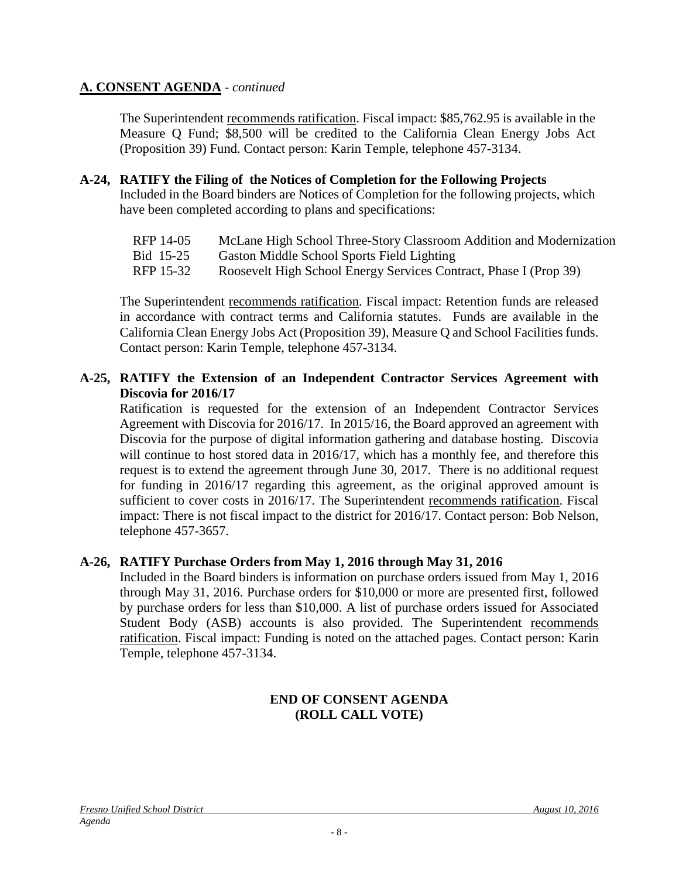## A. CONSENT AGENDA - *continued*

The Superintendent recommends ratification. Fiscal impact: $85,762.95 is available in the Measure Q Fund; $8,500 will be credited to the California Clean Energy Jobs Act (Proposition 39) Fund. Contact person: Karin Temple, telephone 457-3134.

**A-24, RATIFY the Filing of the Notices of Completion for the Following Projects**

Included in the Board binders are Notices of Completion for the following projects, which have been completed according to plans and specifications:

| | |
|---|---|
| RFP 14-05 | McLane High School Three-Story Classroom Addition and Modernization |
| Bid 15-25 | Gaston Middle School Sports Field Lighting |
| RFP 15-32 | Roosevelt High School Energy Services Contract, Phase I (Prop 39) |

The Superintendent recommends ratification. Fiscal impact: Retention funds are released in accordance with contract terms and California statutes. Funds are available in the California Clean Energy Jobs Act (Proposition 39), Measure Q and School Facilities funds. Contact person: Karin Temple, telephone 457-3134.

**A-25, RATIFY the Extension of an Independent Contractor Services Agreement with Discovia for 2016/17**

Ratification is requested for the extension of an Independent Contractor Services Agreement with Discovia for 2016/17. In 2015/16, the Board approved an agreement with Discovia for the purpose of digital information gathering and database hosting. Discovia will continue to host stored data in 2016/17, which has a monthly fee, and therefore this request is to extend the agreement through June 30, 2017. There is no additional request for funding in 2016/17 regarding this agreement, as the original approved amount is sufficient to cover costs in 2016/17. The Superintendent recommends ratification. Fiscal impact: There is not fiscal impact to the district for 2016/17. Contact person: Bob Nelson, telephone 457-3657.

**A-26, RATIFY Purchase Orders from May 1, 2016 through May 31, 2016**

Included in the Board binders is information on purchase orders issued from May 1, 2016 through May 31, 2016. Purchase orders for $10,000 or more are presented first, followed by purchase orders for less than $10,000. A list of purchase orders issued for Associated Student Body (ASB) accounts is also provided. The Superintendent recommends ratification. Fiscal impact: Funding is noted on the attached pages. Contact person: Karin Temple, telephone 457-3134.

**END OF CONSENT AGENDA**
**(ROLL CALL VOTE)**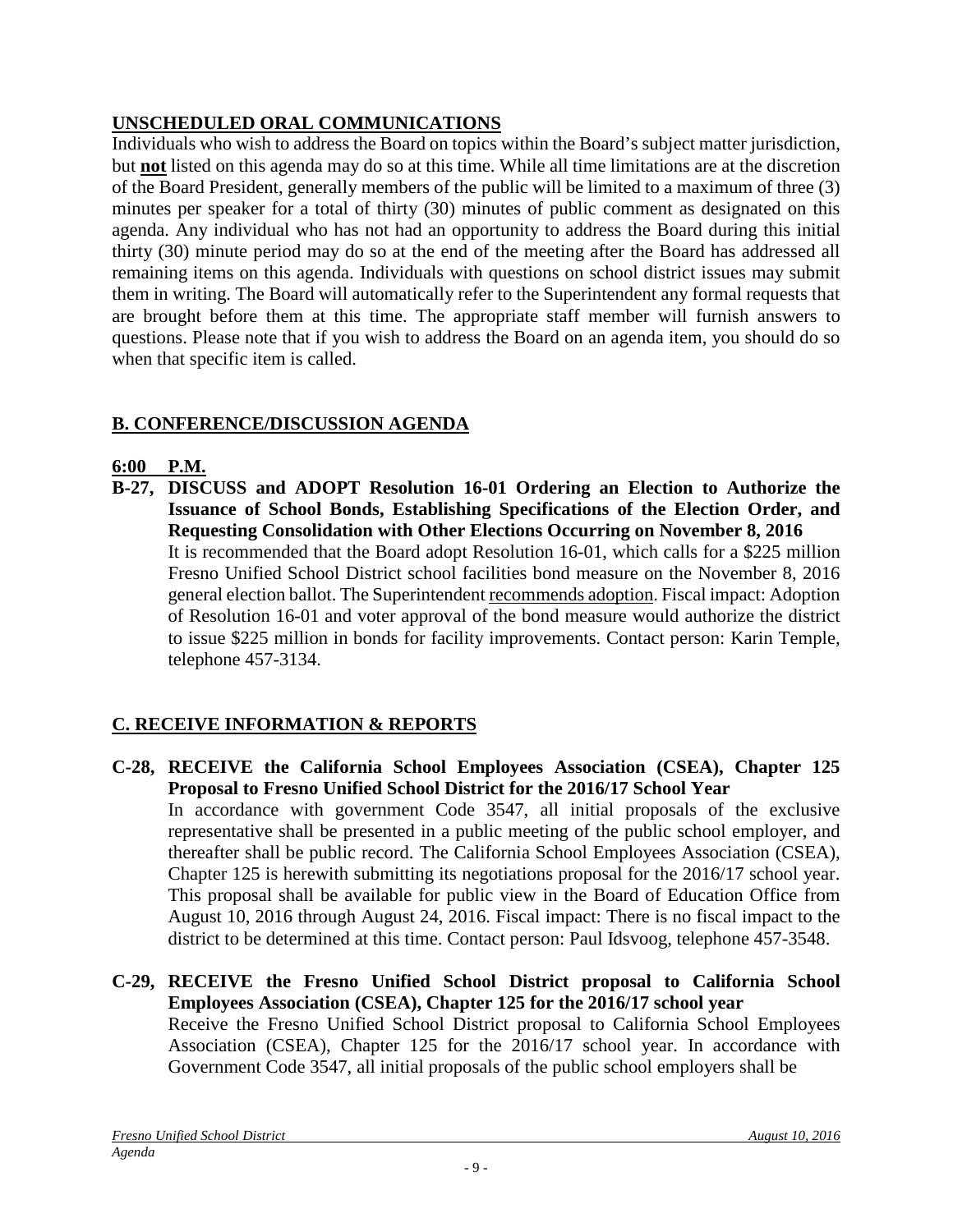## UNSCHEDULED ORAL COMMUNICATIONS

Individuals who wish to address the Board on topics within the Board's subject matter jurisdiction, but **not** listed on this agenda may do so at this time. While all time limitations are at the discretion of the Board President, generally members of the public will be limited to a maximum of three (3) minutes per speaker for a total of thirty (30) minutes of public comment as designated on this agenda. Any individual who has not had an opportunity to address the Board during this initial thirty (30) minute period may do so at the end of the meeting after the Board has addressed all remaining items on this agenda. Individuals with questions on school district issues may submit them in writing. The Board will automatically refer to the Superintendent any formal requests that are brought before them at this time. The appropriate staff member will furnish answers to questions. Please note that if you wish to address the Board on an agenda item, you should do so when that specific item is called.

## B. CONFERENCE/DISCUSSION AGENDA

**6:00 P.M.**

**B-27, DISCUSS and ADOPT Resolution 16-01 Ordering an Election to Authorize the Issuance of School Bonds, Establishing Specifications of the Election Order, and Requesting Consolidation with Other Elections Occurring on November 8, 2016**

It is recommended that the Board adopt Resolution 16-01, which calls for a $225 million Fresno Unified School District school facilities bond measure on the November 8, 2016 general election ballot. The Superintendent recommends adoption. Fiscal impact: Adoption of Resolution 16-01 and voter approval of the bond measure would authorize the district to issue $225 million in bonds for facility improvements. Contact person: Karin Temple, telephone 457-3134.

## C. RECEIVE INFORMATION & REPORTS

**C-28, RECEIVE the California School Employees Association (CSEA), Chapter 125 Proposal to Fresno Unified School District for the 2016/17 School Year**

In accordance with government Code 3547, all initial proposals of the exclusive representative shall be presented in a public meeting of the public school employer, and thereafter shall be public record. The California School Employees Association (CSEA), Chapter 125 is herewith submitting its negotiations proposal for the 2016/17 school year. This proposal shall be available for public view in the Board of Education Office from August 10, 2016 through August 24, 2016. Fiscal impact: There is no fiscal impact to the district to be determined at this time. Contact person: Paul Idsvoog, telephone 457-3548.

**C-29, RECEIVE the Fresno Unified School District proposal to California School Employees Association (CSEA), Chapter 125 for the 2016/17 school year**

Receive the Fresno Unified School District proposal to California School Employees Association (CSEA), Chapter 125 for the 2016/17 school year. In accordance with Government Code 3547, all initial proposals of the public school employers shall be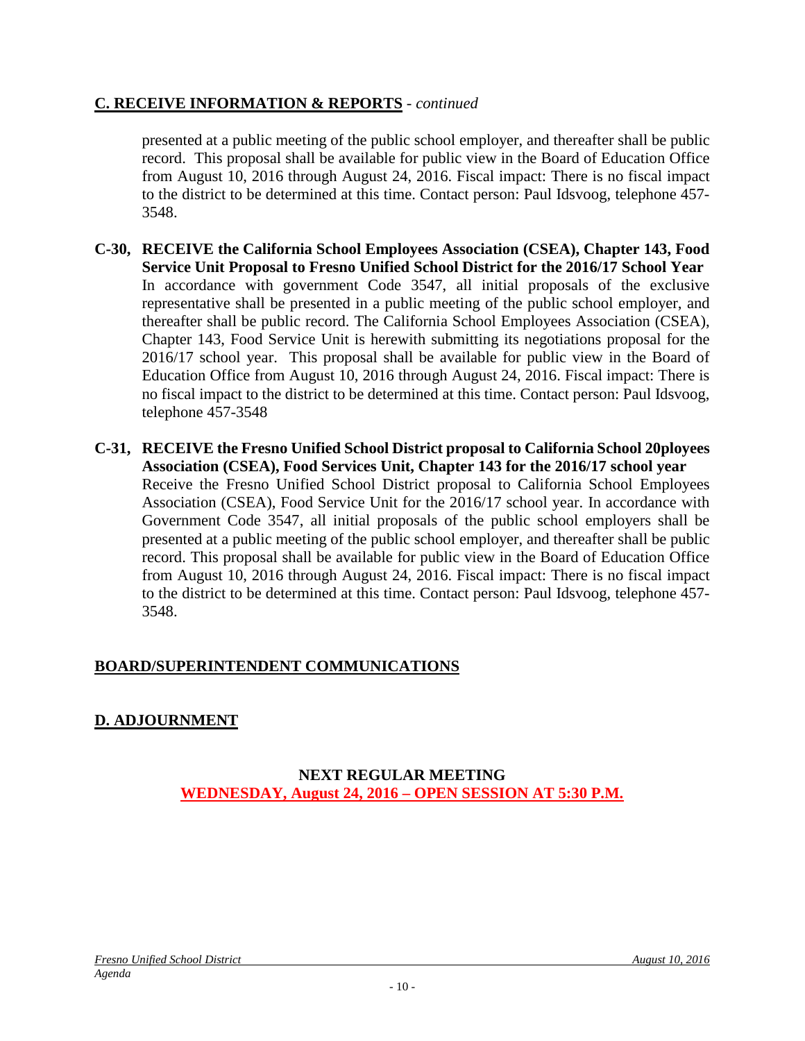## C. RECEIVE INFORMATION & REPORTS - *continued*

presented at a public meeting of the public school employer, and thereafter shall be public record. This proposal shall be available for public view in the Board of Education Office from August 10, 2016 through August 24, 2016. Fiscal impact: There is no fiscal impact to the district to be determined at this time. Contact person: Paul Idsvoog, telephone 457-3548.

**C-30, RECEIVE the California School Employees Association (CSEA), Chapter 143, Food Service Unit Proposal to Fresno Unified School District for the 2016/17 School Year**
In accordance with government Code 3547, all initial proposals of the exclusive representative shall be presented in a public meeting of the public school employer, and thereafter shall be public record. The California School Employees Association (CSEA), Chapter 143, Food Service Unit is herewith submitting its negotiations proposal for the 2016/17 school year. This proposal shall be available for public view in the Board of Education Office from August 10, 2016 through August 24, 2016. Fiscal impact: There is no fiscal impact to the district to be determined at this time. Contact person: Paul Idsvoog, telephone 457-3548

**C-31, RECEIVE the Fresno Unified School District proposal to California School 20ployees Association (CSEA), Food Services Unit, Chapter 143 for the 2016/17 school year**
Receive the Fresno Unified School District proposal to California School Employees Association (CSEA), Food Service Unit for the 2016/17 school year. In accordance with Government Code 3547, all initial proposals of the public school employers shall be presented at a public meeting of the public school employer, and thereafter shall be public record. This proposal shall be available for public view in the Board of Education Office from August 10, 2016 through August 24, 2016. Fiscal impact: There is no fiscal impact to the district to be determined at this time. Contact person: Paul Idsvoog, telephone 457-3548.

## BOARD/SUPERINTENDENT COMMUNICATIONS

## D. ADJOURNMENT

**NEXT REGULAR MEETING**
**WEDNESDAY, August 24, 2016 – OPEN SESSION AT 5:30 P.M.**